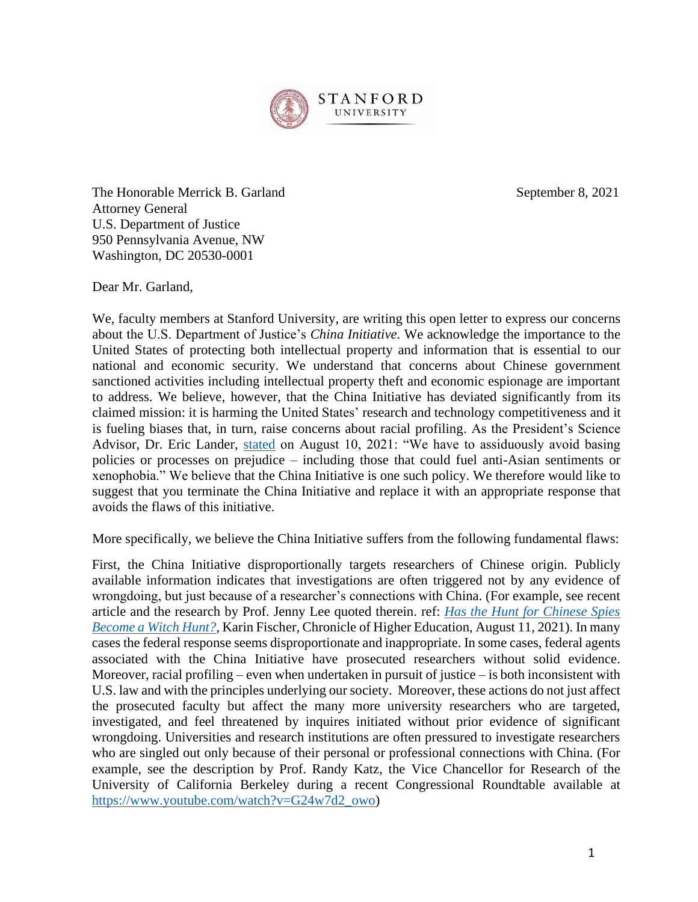STANFORD UNIVERSITY

The Honorable Merrick B. Garland
Attorney General
U.S. Department of Justice
950 Pennsylvania Avenue, NW
Washington, DC 20530-0001

September 8, 2021

Dear Mr. Garland,

We, faculty members at Stanford University, are writing this open letter to express our concerns about the U.S. Department of Justice's *China Initiative*. We acknowledge the importance to the United States of protecting both intellectual property and information that is essential to our national and economic security. We understand that concerns about Chinese government sanctioned activities including intellectual property theft and economic espionage are important to address. We believe, however, that the China Initiative has deviated significantly from its claimed mission: it is harming the United States' research and technology competitiveness and it is fueling biases that, in turn, raise concerns about racial profiling. As the President's Science Advisor, Dr. Eric Lander, stated on August 10, 2021: "We have to assiduously avoid basing policies or processes on prejudice – including those that could fuel anti-Asian sentiments or xenophobia." We believe that the China Initiative is one such policy. We therefore would like to suggest that you terminate the China Initiative and replace it with an appropriate response that avoids the flaws of this initiative.

More specifically, we believe the China Initiative suffers from the following fundamental flaws:

First, the China Initiative disproportionally targets researchers of Chinese origin. Publicly available information indicates that investigations are often triggered not by any evidence of wrongdoing, but just because of a researcher's connections with China. (For example, see recent article and the research by Prof. Jenny Lee quoted therein. ref: *Has the Hunt for Chinese Spies Become a Witch Hunt?*, Karin Fischer, Chronicle of Higher Education, August 11, 2021). In many cases the federal response seems disproportionate and inappropriate. In some cases, federal agents associated with the China Initiative have prosecuted researchers without solid evidence. Moreover, racial profiling – even when undertaken in pursuit of justice – is both inconsistent with U.S. law and with the principles underlying our society. Moreover, these actions do not just affect the prosecuted faculty but affect the many more university researchers who are targeted, investigated, and feel threatened by inquires initiated without prior evidence of significant wrongdoing. Universities and research institutions are often pressured to investigate researchers who are singled out only because of their personal or professional connections with China. (For example, see the description by Prof. Randy Katz, the Vice Chancellor for Research of the University of California Berkeley during a recent Congressional Roundtable available at https://www.youtube.com/watch?v=G24w7d2_owo)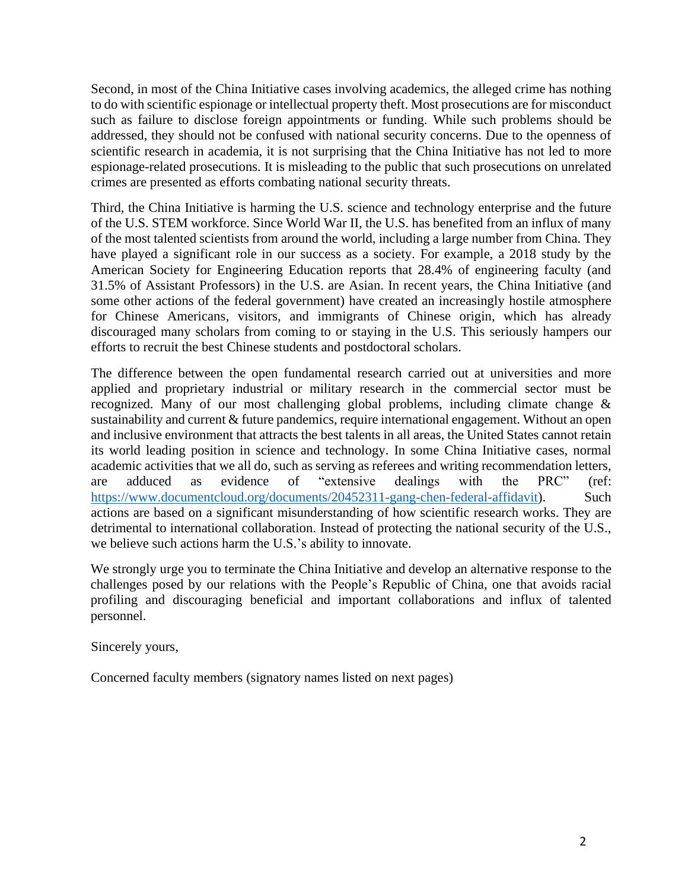Second, in most of the China Initiative cases involving academics, the alleged crime has nothing to do with scientific espionage or intellectual property theft. Most prosecutions are for misconduct such as failure to disclose foreign appointments or funding. While such problems should be addressed, they should not be confused with national security concerns. Due to the openness of scientific research in academia, it is not surprising that the China Initiative has not led to more espionage-related prosecutions. It is misleading to the public that such prosecutions on unrelated crimes are presented as efforts combating national security threats.

Third, the China Initiative is harming the U.S. science and technology enterprise and the future of the U.S. STEM workforce. Since World War II, the U.S. has benefited from an influx of many of the most talented scientists from around the world, including a large number from China. They have played a significant role in our success as a society. For example, a 2018 study by the American Society for Engineering Education reports that 28.4% of engineering faculty (and 31.5% of Assistant Professors) in the U.S. are Asian. In recent years, the China Initiative (and some other actions of the federal government) have created an increasingly hostile atmosphere for Chinese Americans, visitors, and immigrants of Chinese origin, which has already discouraged many scholars from coming to or staying in the U.S. This seriously hampers our efforts to recruit the best Chinese students and postdoctoral scholars.

The difference between the open fundamental research carried out at universities and more applied and proprietary industrial or military research in the commercial sector must be recognized. Many of our most challenging global problems, including climate change & sustainability and current & future pandemics, require international engagement. Without an open and inclusive environment that attracts the best talents in all areas, the United States cannot retain its world leading position in science and technology. In some China Initiative cases, normal academic activities that we all do, such as serving as referees and writing recommendation letters, are adduced as evidence of "extensive dealings with the PRC" (ref: https://www.documentcloud.org/documents/20452311-gang-chen-federal-affidavit). Such actions are based on a significant misunderstanding of how scientific research works. They are detrimental to international collaboration. Instead of protecting the national security of the U.S., we believe such actions harm the U.S.'s ability to innovate.

We strongly urge you to terminate the China Initiative and develop an alternative response to the challenges posed by our relations with the People's Republic of China, one that avoids racial profiling and discouraging beneficial and important collaborations and influx of talented personnel.

Sincerely yours,

Concerned faculty members (signatory names listed on next pages)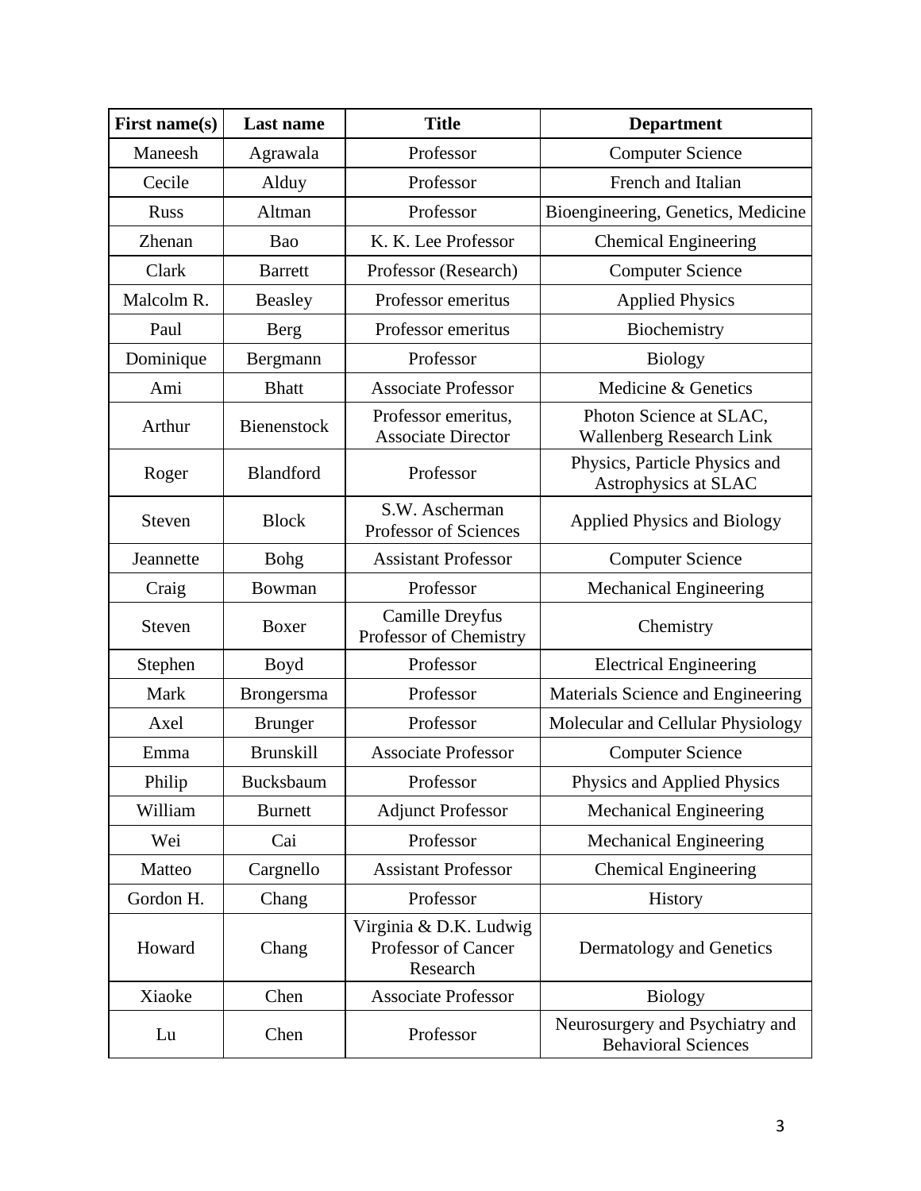| First name(s) | Last name | Title | Department |
| --- | --- | --- | --- |
| Maneesh | Agrawala | Professor | Computer Science |
| Cecile | Alduy | Professor | French and Italian |
| Russ | Altman | Professor | Bioengineering, Genetics, Medicine |
| Zhenan | Bao | K. K. Lee Professor | Chemical Engineering |
| Clark | Barrett | Professor (Research) | Computer Science |
| Malcolm R. | Beasley | Professor emeritus | Applied Physics |
| Paul | Berg | Professor emeritus | Biochemistry |
| Dominique | Bergmann | Professor | Biology |
| Ami | Bhatt | Associate Professor | Medicine & Genetics |
| Arthur | Bienenstock | Professor emeritus, Associate Director | Photon Science at SLAC, Wallenberg Research Link |
| Roger | Blandford | Professor | Physics, Particle Physics and Astrophysics at SLAC |
| Steven | Block | S.W. Ascherman Professor of Sciences | Applied Physics and Biology |
| Jeannette | Bohg | Assistant Professor | Computer Science |
| Craig | Bowman | Professor | Mechanical Engineering |
| Steven | Boxer | Camille Dreyfus Professor of Chemistry | Chemistry |
| Stephen | Boyd | Professor | Electrical Engineering |
| Mark | Brongersma | Professor | Materials Science and Engineering |
| Axel | Brunger | Professor | Molecular and Cellular Physiology |
| Emma | Brunskill | Associate Professor | Computer Science |
| Philip | Bucksbaum | Professor | Physics and Applied Physics |
| William | Burnett | Adjunct Professor | Mechanical Engineering |
| Wei | Cai | Professor | Mechanical Engineering |
| Matteo | Cargnello | Assistant Professor | Chemical Engineering |
| Gordon H. | Chang | Professor | History |
| Howard | Chang | Virginia & D.K. Ludwig Professor of Cancer Research | Dermatology and Genetics |
| Xiaoke | Chen | Associate Professor | Biology |
| Lu | Chen | Professor | Neurosurgery and Psychiatry and Behavioral Sciences |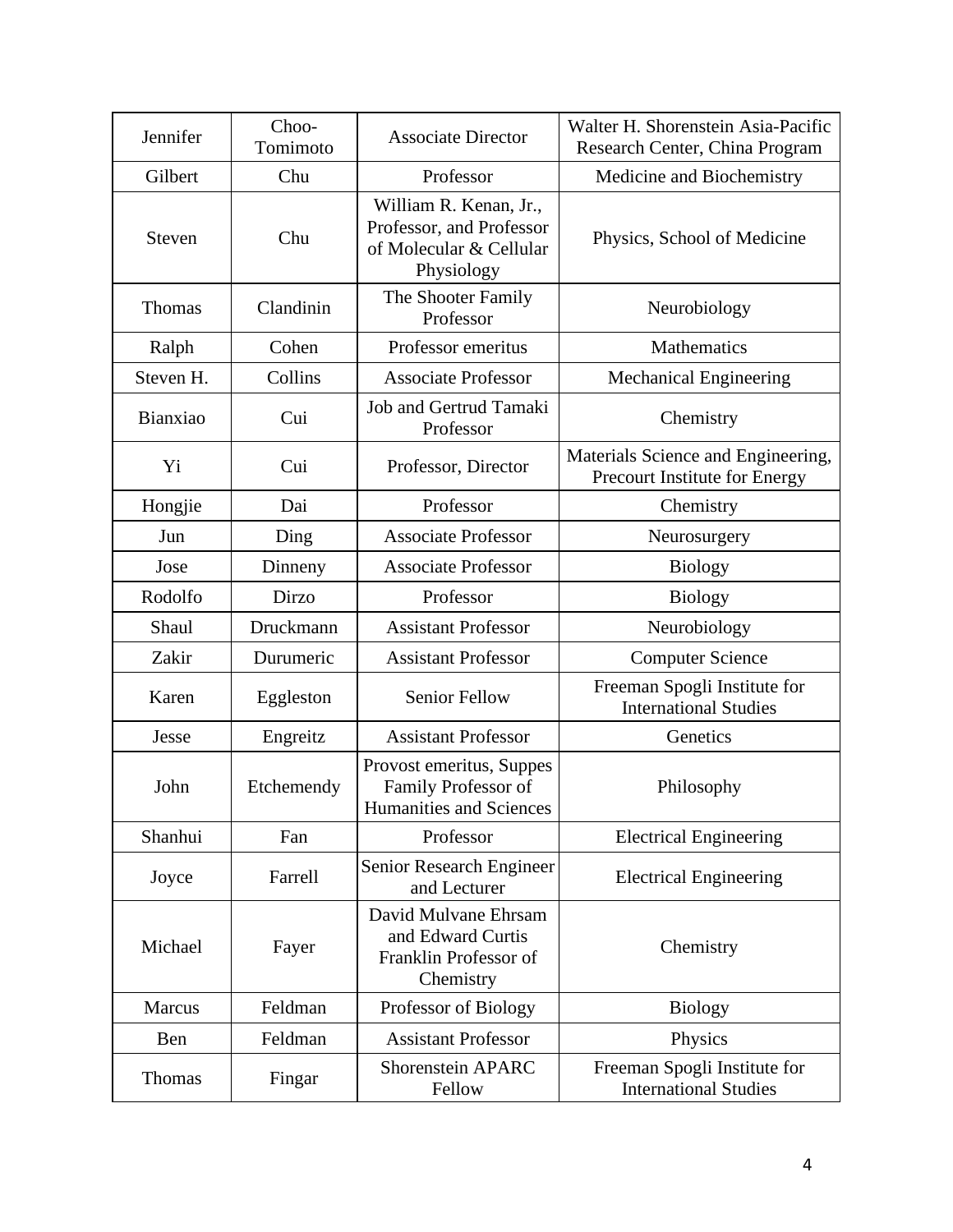| Jennifer | Choo-Tomimoto | Associate Director | Walter H. Shorenstein Asia-Pacific Research Center, China Program |
|---|---|---|---|
| Gilbert | Chu | Professor | Medicine and Biochemistry |
| Steven | Chu | William R. Kenan, Jr., Professor, and Professor of Molecular & Cellular Physiology | Physics, School of Medicine |
| Thomas | Clandinin | The Shooter Family Professor | Neurobiology |
| Ralph | Cohen | Professor emeritus | Mathematics |
| Steven H. | Collins | Associate Professor | Mechanical Engineering |
| Bianxiao | Cui | Job and Gertrud Tamaki Professor | Chemistry |
| Yi | Cui | Professor, Director | Materials Science and Engineering, Precourt Institute for Energy |
| Hongjie | Dai | Professor | Chemistry |
| Jun | Ding | Associate Professor | Neurosurgery |
| Jose | Dinneny | Associate Professor | Biology |
| Rodolfo | Dirzo | Professor | Biology |
| Shaul | Druckmann | Assistant Professor | Neurobiology |
| Zakir | Durumeric | Assistant Professor | Computer Science |
| Karen | Eggleston | Senior Fellow | Freeman Spogli Institute for International Studies |
| Jesse | Engreitz | Assistant Professor | Genetics |
| John | Etchemendy | Provost emeritus, Suppes Family Professor of Humanities and Sciences | Philosophy |
| Shanhui | Fan | Professor | Electrical Engineering |
| Joyce | Farrell | Senior Research Engineer and Lecturer | Electrical Engineering |
| Michael | Fayer | David Mulvane Ehrsam and Edward Curtis Franklin Professor of Chemistry | Chemistry |
| Marcus | Feldman | Professor of Biology | Biology |
| Ben | Feldman | Assistant Professor | Physics |
| Thomas | Fingar | Shorenstein APARC Fellow | Freeman Spogli Institute for International Studies |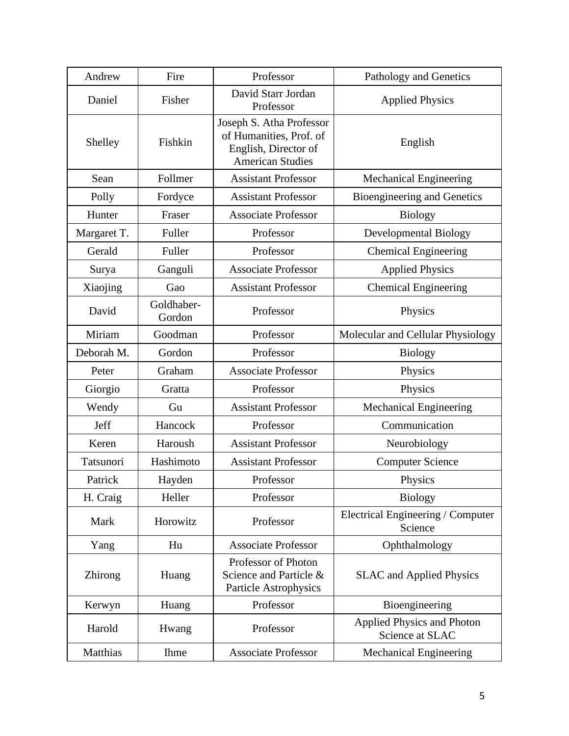| Andrew | Fire | Professor | Pathology and Genetics |
|---|---|---|---|
| Daniel | Fisher | David Starr Jordan Professor | Applied Physics |
| Shelley | Fishkin | Joseph S. Atha Professor of Humanities, Prof. of English, Director of American Studies | English |
| Sean | Follmer | Assistant Professor | Mechanical Engineering |
| Polly | Fordyce | Assistant Professor | Bioengineering and Genetics |
| Hunter | Fraser | Associate Professor | Biology |
| Margaret T. | Fuller | Professor | Developmental Biology |
| Gerald | Fuller | Professor | Chemical Engineering |
| Surya | Ganguli | Associate Professor | Applied Physics |
| Xiaojing | Gao | Assistant Professor | Chemical Engineering |
| David | Goldhaber-Gordon | Professor | Physics |
| Miriam | Goodman | Professor | Molecular and Cellular Physiology |
| Deborah M. | Gordon | Professor | Biology |
| Peter | Graham | Associate Professor | Physics |
| Giorgio | Gratta | Professor | Physics |
| Wendy | Gu | Assistant Professor | Mechanical Engineering |
| Jeff | Hancock | Professor | Communication |
| Keren | Haroush | Assistant Professor | Neurobiology |
| Tatsunori | Hashimoto | Assistant Professor | Computer Science |
| Patrick | Hayden | Professor | Physics |
| H. Craig | Heller | Professor | Biology |
| Mark | Horowitz | Professor | Electrical Engineering / Computer Science |
| Yang | Hu | Associate Professor | Ophthalmology |
| Zhirong | Huang | Professor of Photon Science and Particle & Particle Astrophysics | SLAC and Applied Physics |
| Kerwyn | Huang | Professor | Bioengineering |
| Harold | Hwang | Professor | Applied Physics and Photon Science at SLAC |
| Matthias | Ihme | Associate Professor | Mechanical Engineering |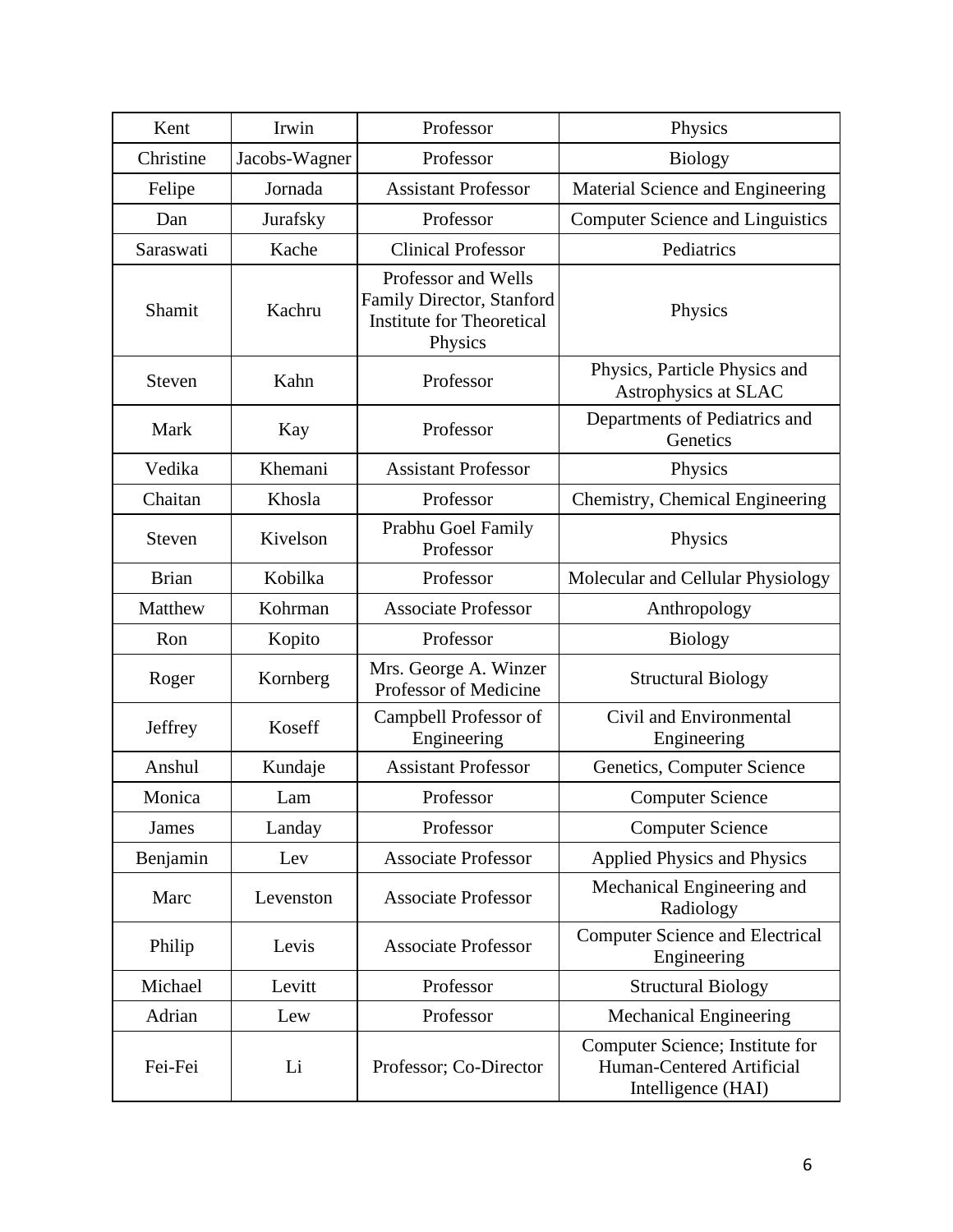| Kent | Irwin | Professor | Physics |
|---|---|---|---|
| Christine | Jacobs-Wagner | Professor | Biology |
| Felipe | Jornada | Assistant Professor | Material Science and Engineering |
| Dan | Jurafsky | Professor | Computer Science and Linguistics |
| Saraswati | Kache | Clinical Professor | Pediatrics |
| Shamit | Kachru | Professor and Wells Family Director, Stanford Institute for Theoretical Physics | Physics |
| Steven | Kahn | Professor | Physics, Particle Physics and Astrophysics at SLAC |
| Mark | Kay | Professor | Departments of Pediatrics and Genetics |
| Vedika | Khemani | Assistant Professor | Physics |
| Chaitan | Khosla | Professor | Chemistry, Chemical Engineering |
| Steven | Kivelson | Prabhu Goel Family Professor | Physics |
| Brian | Kobilka | Professor | Molecular and Cellular Physiology |
| Matthew | Kohrman | Associate Professor | Anthropology |
| Ron | Kopito | Professor | Biology |
| Roger | Kornberg | Mrs. George A. Winzer Professor of Medicine | Structural Biology |
| Jeffrey | Koseff | Campbell Professor of Engineering | Civil and Environmental Engineering |
| Anshul | Kundaje | Assistant Professor | Genetics, Computer Science |
| Monica | Lam | Professor | Computer Science |
| James | Landay | Professor | Computer Science |
| Benjamin | Lev | Associate Professor | Applied Physics and Physics |
| Marc | Levenston | Associate Professor | Mechanical Engineering and Radiology |
| Philip | Levis | Associate Professor | Computer Science and Electrical Engineering |
| Michael | Levitt | Professor | Structural Biology |
| Adrian | Lew | Professor | Mechanical Engineering |
| Fei-Fei | Li | Professor; Co-Director | Computer Science; Institute for Human-Centered Artificial Intelligence (HAI) |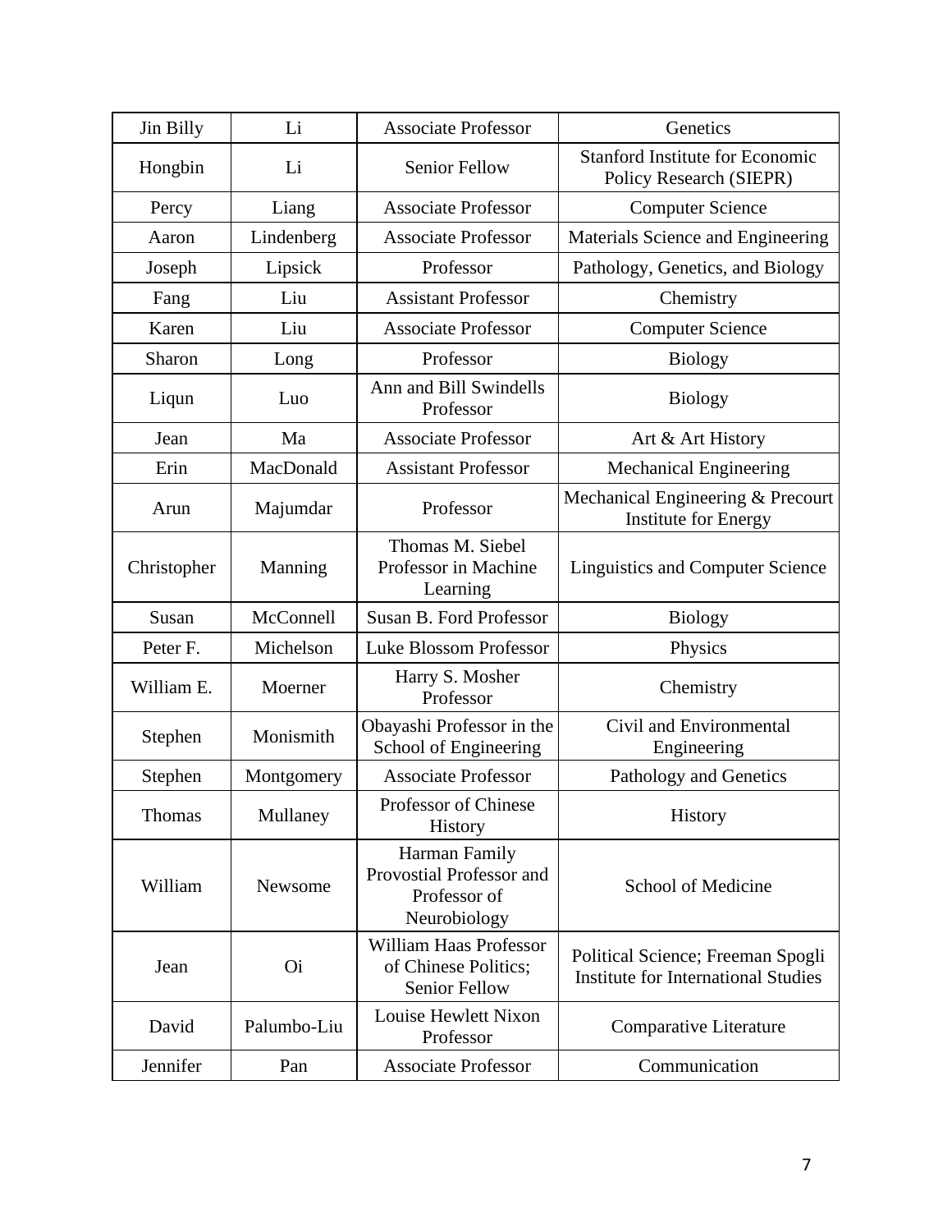| Jin Billy | Li | Associate Professor | Genetics |
|---|---|---|---|
| Hongbin | Li | Senior Fellow | Stanford Institute for Economic Policy Research (SIEPR) |
| Percy | Liang | Associate Professor | Computer Science |
| Aaron | Lindenberg | Associate Professor | Materials Science and Engineering |
| Joseph | Lipsick | Professor | Pathology, Genetics, and Biology |
| Fang | Liu | Assistant Professor | Chemistry |
| Karen | Liu | Associate Professor | Computer Science |
| Sharon | Long | Professor | Biology |
| Liqun | Luo | Ann and Bill Swindells Professor | Biology |
| Jean | Ma | Associate Professor | Art & Art History |
| Erin | MacDonald | Assistant Professor | Mechanical Engineering |
| Arun | Majumdar | Professor | Mechanical Engineering & Precourt Institute for Energy |
| Christopher | Manning | Thomas M. Siebel Professor in Machine Learning | Linguistics and Computer Science |
| Susan | McConnell | Susan B. Ford Professor | Biology |
| Peter F. | Michelson | Luke Blossom Professor | Physics |
| William E. | Moerner | Harry S. Mosher Professor | Chemistry |
| Stephen | Monismith | Obayashi Professor in the School of Engineering | Civil and Environmental Engineering |
| Stephen | Montgomery | Associate Professor | Pathology and Genetics |
| Thomas | Mullaney | Professor of Chinese History | History |
| William | Newsome | Harman Family Provostial Professor and Professor of Neurobiology | School of Medicine |
| Jean | Oi | William Haas Professor of Chinese Politics; Senior Fellow | Political Science; Freeman Spogli Institute for International Studies |
| David | Palumbo-Liu | Louise Hewlett Nixon Professor | Comparative Literature |
| Jennifer | Pan | Associate Professor | Communication |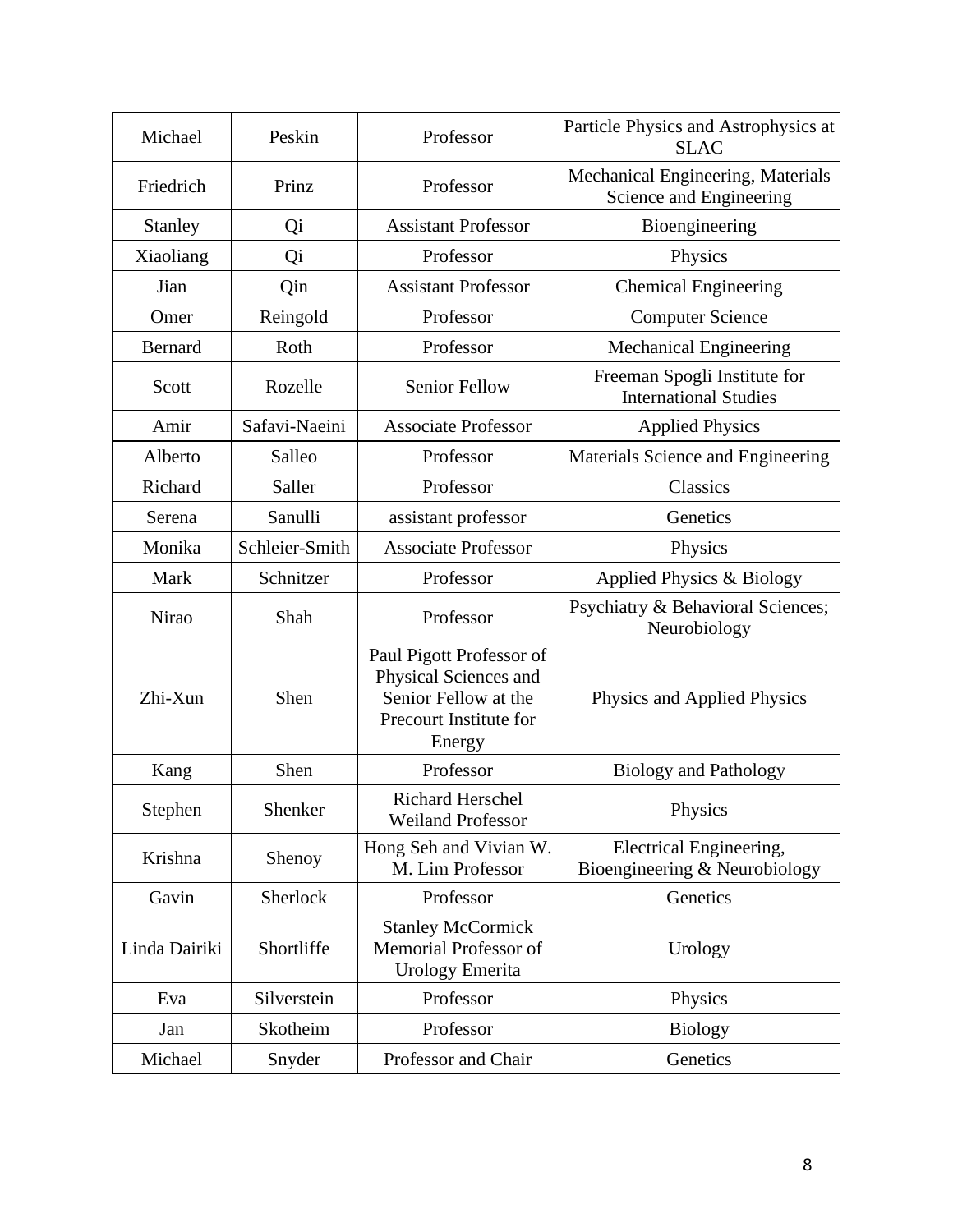| Michael | Peskin | Professor | Particle Physics and Astrophysics at SLAC |
|---|---|---|---|
| Friedrich | Prinz | Professor | Mechanical Engineering, Materials Science and Engineering |
| Stanley | Qi | Assistant Professor | Bioengineering |
| Xiaoliang | Qi | Professor | Physics |
| Jian | Qin | Assistant Professor | Chemical Engineering |
| Omer | Reingold | Professor | Computer Science |
| Bernard | Roth | Professor | Mechanical Engineering |
| Scott | Rozelle | Senior Fellow | Freeman Spogli Institute for International Studies |
| Amir | Safavi-Naeini | Associate Professor | Applied Physics |
| Alberto | Salleo | Professor | Materials Science and Engineering |
| Richard | Saller | Professor | Classics |
| Serena | Sanulli | assistant professor | Genetics |
| Monika | Schleier-Smith | Associate Professor | Physics |
| Mark | Schnitzer | Professor | Applied Physics & Biology |
| Nirao | Shah | Professor | Psychiatry & Behavioral Sciences; Neurobiology |
| Zhi-Xun | Shen | Paul Pigott Professor of Physical Sciences and Senior Fellow at the Precourt Institute for Energy | Physics and Applied Physics |
| Kang | Shen | Professor | Biology and Pathology |
| Stephen | Shenker | Richard Herschel Weiland Professor | Physics |
| Krishna | Shenoy | Hong Seh and Vivian W. M. Lim Professor | Electrical Engineering, Bioengineering & Neurobiology |
| Gavin | Sherlock | Professor | Genetics |
| Linda Dairiki | Shortliffe | Stanley McCormick Memorial Professor of Urology Emerita | Urology |
| Eva | Silverstein | Professor | Physics |
| Jan | Skotheim | Professor | Biology |
| Michael | Snyder | Professor and Chair | Genetics |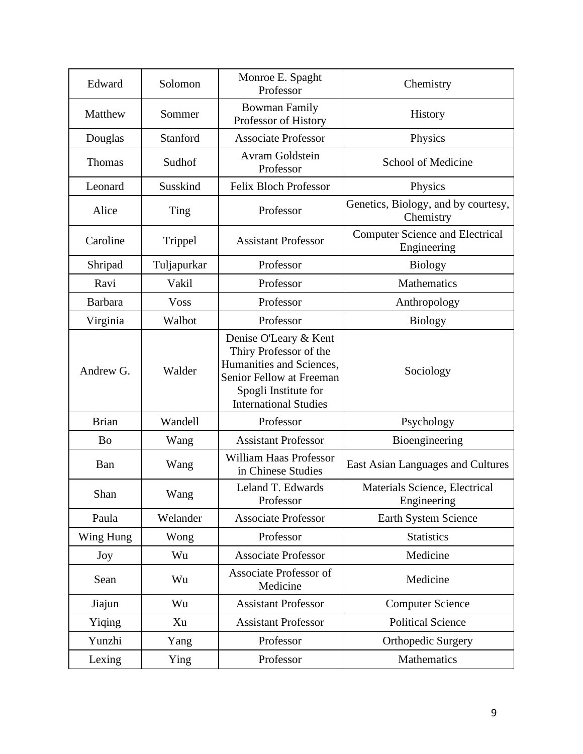| Edward | Solomon | Monroe E. Spaght Professor | Chemistry |
|---|---|---|---|
| Matthew | Sommer | Bowman Family Professor of History | History |
| Douglas | Stanford | Associate Professor | Physics |
| Thomas | Sudhof | Avram Goldstein Professor | School of Medicine |
| Leonard | Susskind | Felix Bloch Professor | Physics |
| Alice | Ting | Professor | Genetics, Biology, and by courtesy, Chemistry |
| Caroline | Trippel | Assistant Professor | Computer Science and Electrical Engineering |
| Shripad | Tuljapurkar | Professor | Biology |
| Ravi | Vakil | Professor | Mathematics |
| Barbara | Voss | Professor | Anthropology |
| Virginia | Walbot | Professor | Biology |
| Andrew G. | Walder | Denise O'Leary & Kent Thiry Professor of the Humanities and Sciences, Senior Fellow at Freeman Spogli Institute for International Studies | Sociology |
| Brian | Wandell | Professor | Psychology |
| Bo | Wang | Assistant Professor | Bioengineering |
| Ban | Wang | William Haas Professor in Chinese Studies | East Asian Languages and Cultures |
| Shan | Wang | Leland T. Edwards Professor | Materials Science, Electrical Engineering |
| Paula | Welander | Associate Professor | Earth System Science |
| Wing Hung | Wong | Professor | Statistics |
| Joy | Wu | Associate Professor | Medicine |
| Sean | Wu | Associate Professor of Medicine | Medicine |
| Jiajun | Wu | Assistant Professor | Computer Science |
| Yiqing | Xu | Assistant Professor | Political Science |
| Yunzhi | Yang | Professor | Orthopedic Surgery |
| Lexing | Ying | Professor | Mathematics |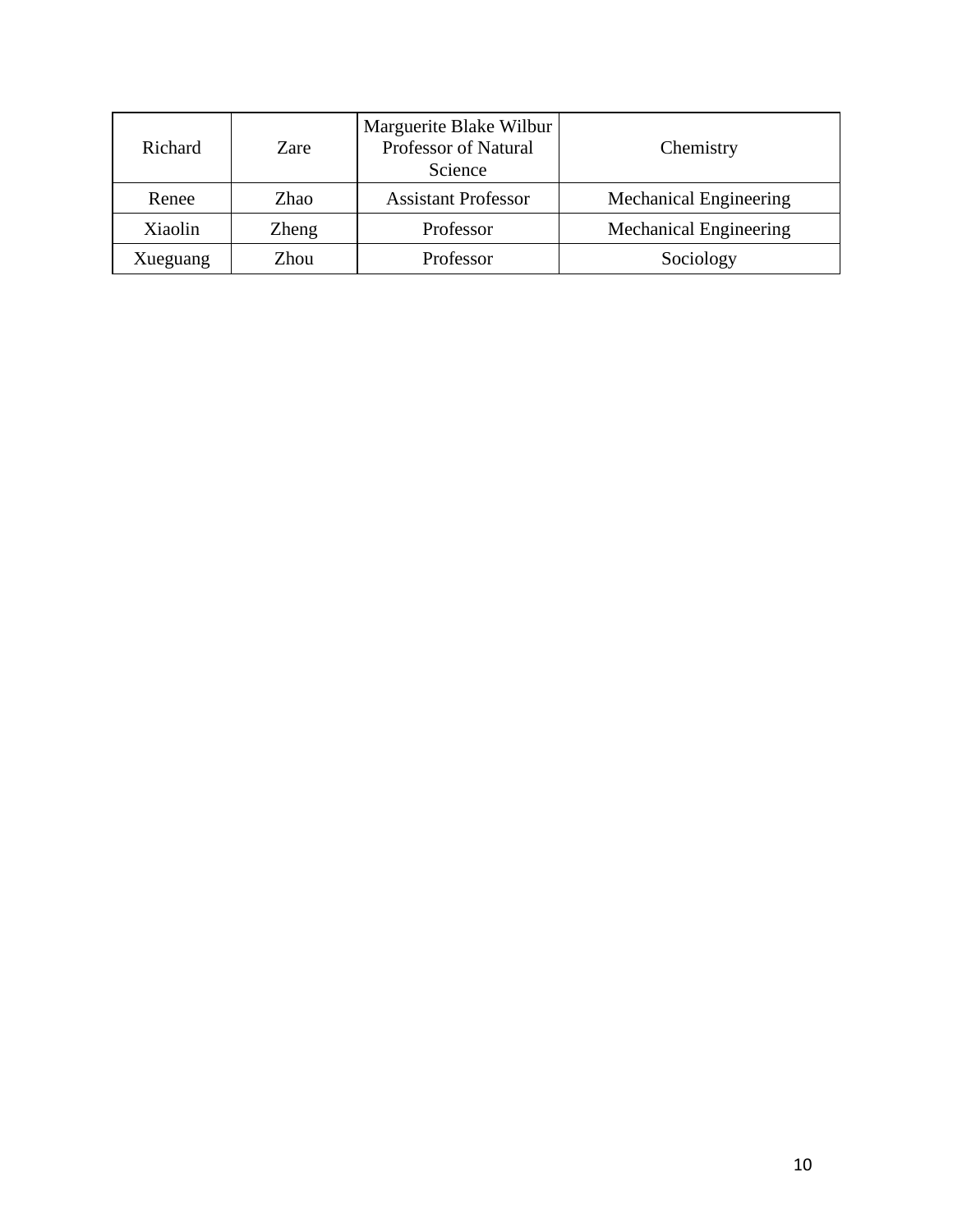| | | | |
|---|---|---|---|
| Richard | Zare | Marguerite Blake Wilbur Professor of Natural Science | Chemistry |
| Renee | Zhao | Assistant Professor | Mechanical Engineering |
| Xiaolin | Zheng | Professor | Mechanical Engineering |
| Xueguang | Zhou | Professor | Sociology |